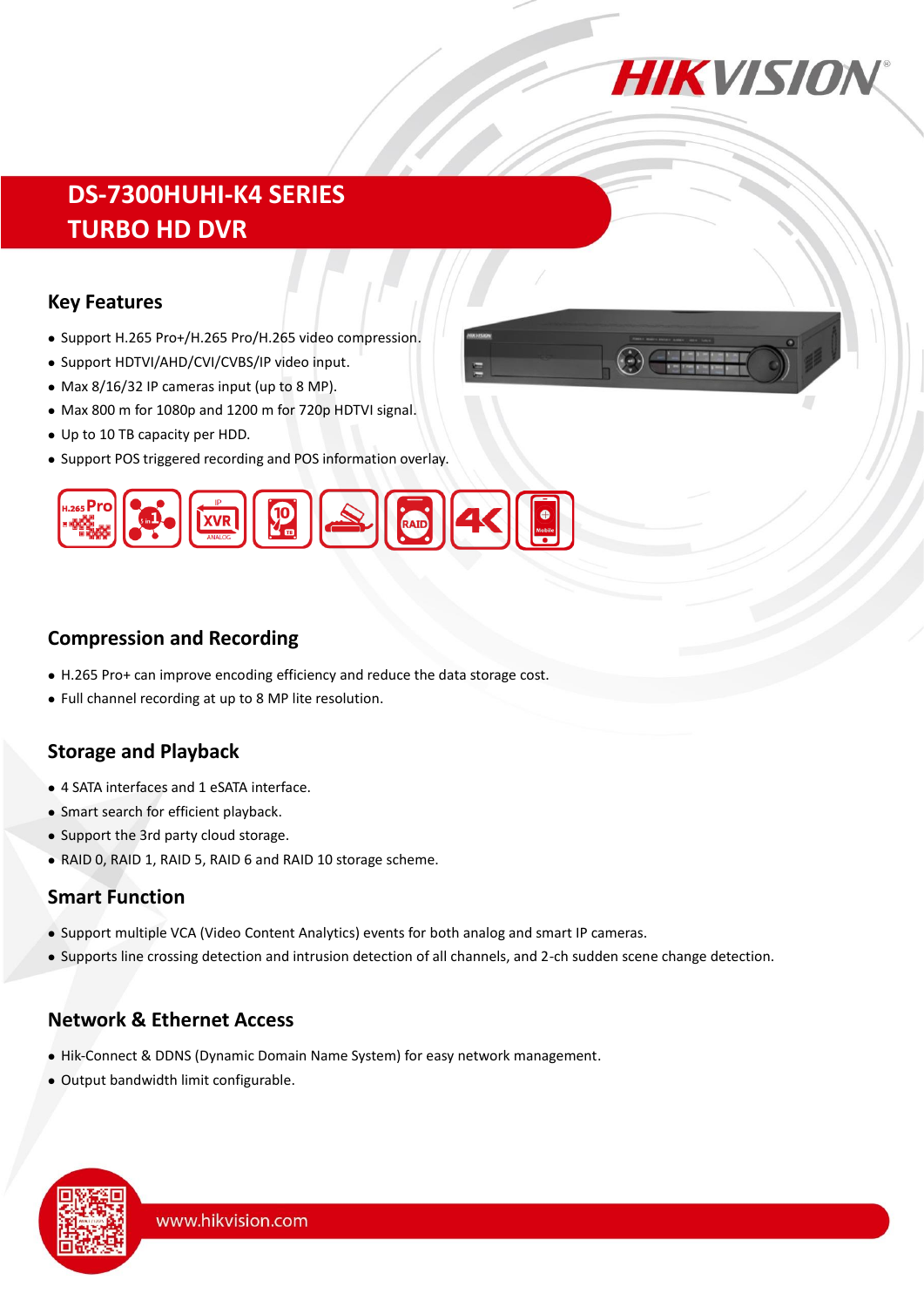# DS-7300HUHI-K4 SERIES
# TURBO HD DVR

## Key Features

- Support H.265 Pro+/H.265 Pro/H.265 video compression.
- Support HDTVI/AHD/CVI/CVBS/IP video input.
- Max 8/16/32 IP cameras input (up to 8 MP).
- Max 800 m for 1080p and 1200 m for 720p HDTVI signal.
- Up to 10 TB capacity per HDD.
- Support POS triggered recording and POS information overlay.

## Compression and Recording

- H.265 Pro+ can improve encoding efficiency and reduce the data storage cost.
- Full channel recording at up to 8 MP lite resolution.

## Storage and Playback

- 4 SATA interfaces and 1 eSATA interface.
- Smart search for efficient playback.
- Support the 3rd party cloud storage.
- RAID 0, RAID 1, RAID 5, RAID 6 and RAID 10 storage scheme.

## Smart Function

- Support multiple VCA (Video Content Analytics) events for both analog and smart IP cameras.
- Supports line crossing detection and intrusion detection of all channels, and 2-ch sudden scene change detection.

## Network & Ethernet Access

- Hik-Connect & DDNS (Dynamic Domain Name System) for easy network management.
- Output bandwidth limit configurable.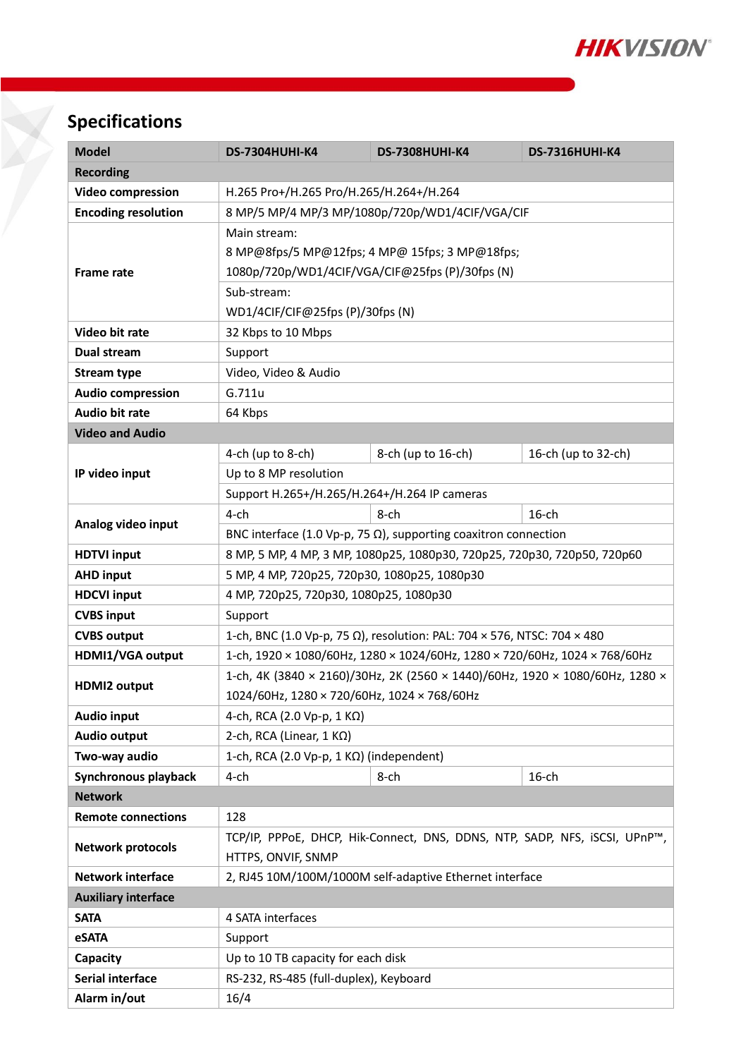# Specifications

| Model | DS-7304HUHI-K4 | DS-7308HUHI-K4 | DS-7316HUHI-K4 |
|---|---|---|---|
| **Recording** | | | |
| **Video compression** | H.265 Pro+/H.265 Pro/H.264+/H.264 | | |
| **Encoding resolution** | 8 MP/5 MP/4 MP/3 MP/1080p/720p/WD1/4CIF/VGA/CIF | | |
| **Frame rate** | Main stream: 8 MP@8fps/5 MP@12fps; 4 MP@ 15fps; 3 MP@18fps; 1080p/720p/WD1/4CIF/VGA/CIF@25fps (P)/30fps (N) | | |
| | Sub-stream: WD1/4CIF/CIF@25fps (P)/30fps (N) | | |
| **Video bit rate** | 32 Kbps to 10 Mbps | | |
| **Dual stream** | Support | | |
| **Stream type** | Video, Video & Audio | | |
| **Audio compression** | G.711u | | |
| **Audio bit rate** | 64 Kbps | | |
| **Video and Audio** | | | |
| **IP video input** | 4-ch (up to 8-ch) | 8-ch (up to 16-ch) | 16-ch (up to 32-ch) |
| | Up to 8 MP resolution | | |
| | Support H.265+/H.265/H.264+/H.264 IP cameras | | |
| **Analog video input** | 4-ch | 8-ch | 16-ch |
| | BNC interface (1.0 Vp-p, 75 Ω), supporting coaxitron connection | | |
| **HDTVI input** | 8 MP, 5 MP, 4 MP, 3 MP, 1080p25, 1080p30, 720p25, 720p30, 720p50, 720p60 | | |
| **AHD input** | 5 MP, 4 MP, 720p25, 720p30, 1080p25, 1080p30 | | |
| **HDCVI input** | 4 MP, 720p25, 720p30, 1080p25, 1080p30 | | |
| **CVBS input** | Support | | |
| **CVBS output** | 1-ch, BNC (1.0 Vp-p, 75 Ω), resolution: PAL: 704 × 576, NTSC: 704 × 480 | | |
| **HDMI1/VGA output** | 1-ch, 1920 × 1080/60Hz, 1280 × 1024/60Hz, 1280 × 720/60Hz, 1024 × 768/60Hz | | |
| **HDMI2 output** | 1-ch, 4K (3840 × 2160)/30Hz, 2K (2560 × 1440)/60Hz, 1920 × 1080/60Hz, 1280 × 1024/60Hz, 1280 × 720/60Hz, 1024 × 768/60Hz | | |
| **Audio input** | 4-ch, RCA (2.0 Vp-p, 1 KΩ) | | |
| **Audio output** | 2-ch, RCA (Linear, 1 KΩ) | | |
| **Two-way audio** | 1-ch, RCA (2.0 Vp-p, 1 KΩ) (independent) | | |
| **Synchronous playback** | 4-ch | 8-ch | 16-ch |
| **Network** | | | |
| **Remote connections** | 128 | | |
| **Network protocols** | TCP/IP, PPPoE, DHCP, Hik-Connect, DNS, DDNS, NTP, SADP, NFS, iSCSI, UPnP™, HTTPS, ONVIF, SNMP | | |
| **Network interface** | 2, RJ45 10M/100M/1000M self-adaptive Ethernet interface | | |
| **Auxiliary interface** | | | |
| **SATA** | 4 SATA interfaces | | |
| **eSATA** | Support | | |
| **Capacity** | Up to 10 TB capacity for each disk | | |
| **Serial interface** | RS-232, RS-485 (full-duplex), Keyboard | | |
| **Alarm in/out** | 16/4 | | |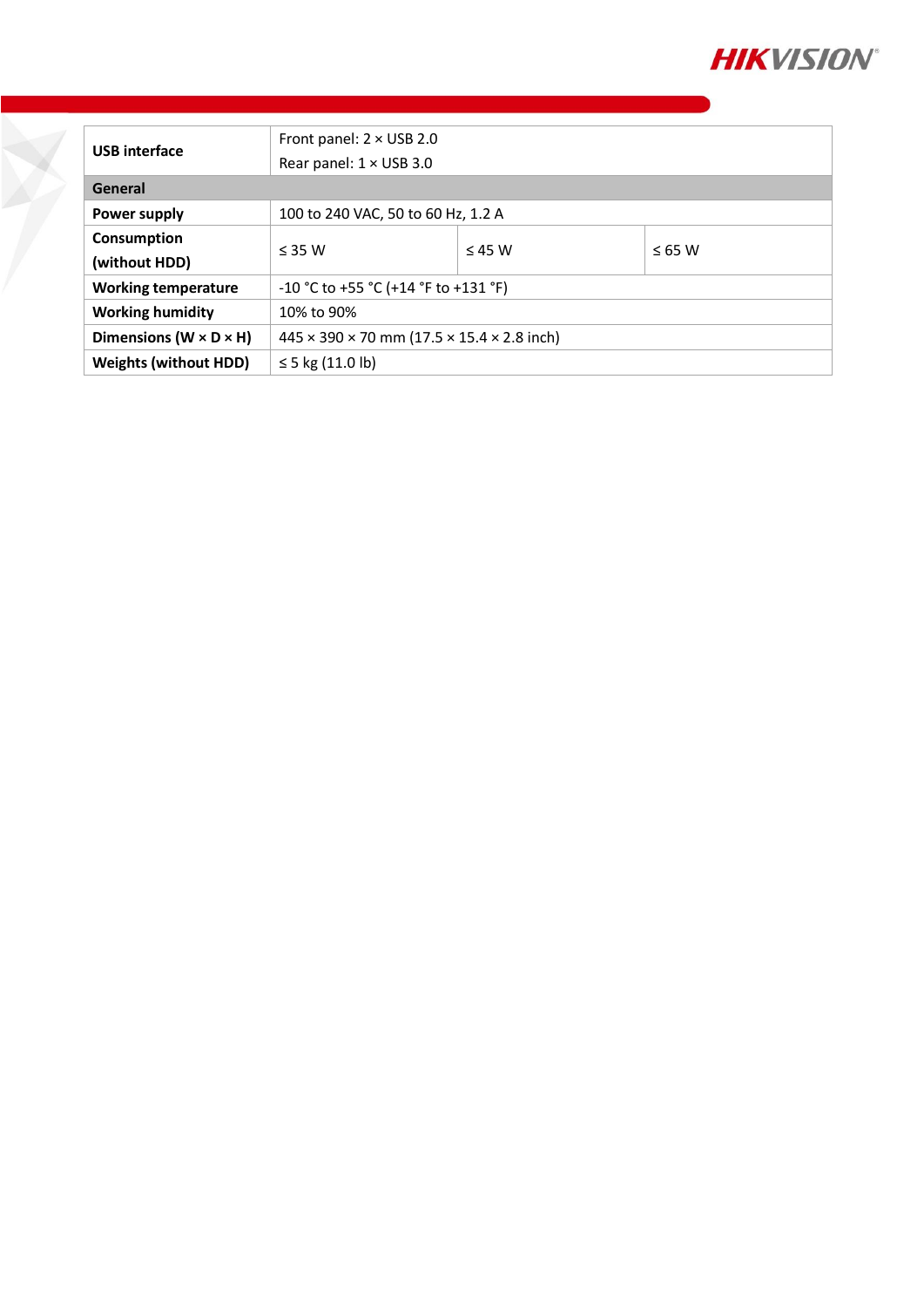| USB interface | Front panel: 2 × USB 2.0<br>Rear panel: 1 × USB 3.0 | | |
|---|---|---|---|
| **General** | | | |
| **Power supply** | 100 to 240 VAC, 50 to 60 Hz, 1.2 A | | |
| **Consumption (without HDD)** | ≤ 35 W | ≤ 45 W | ≤ 65 W |
| **Working temperature** | -10 °C to +55 °C (+14 °F to +131 °F) | | |
| **Working humidity** | 10% to 90% | | |
| **Dimensions (W × D × H)** | 445 × 390 × 70 mm (17.5 × 15.4 × 2.8 inch) | | |
| **Weights (without HDD)** | ≤ 5 kg (11.0 lb) | | |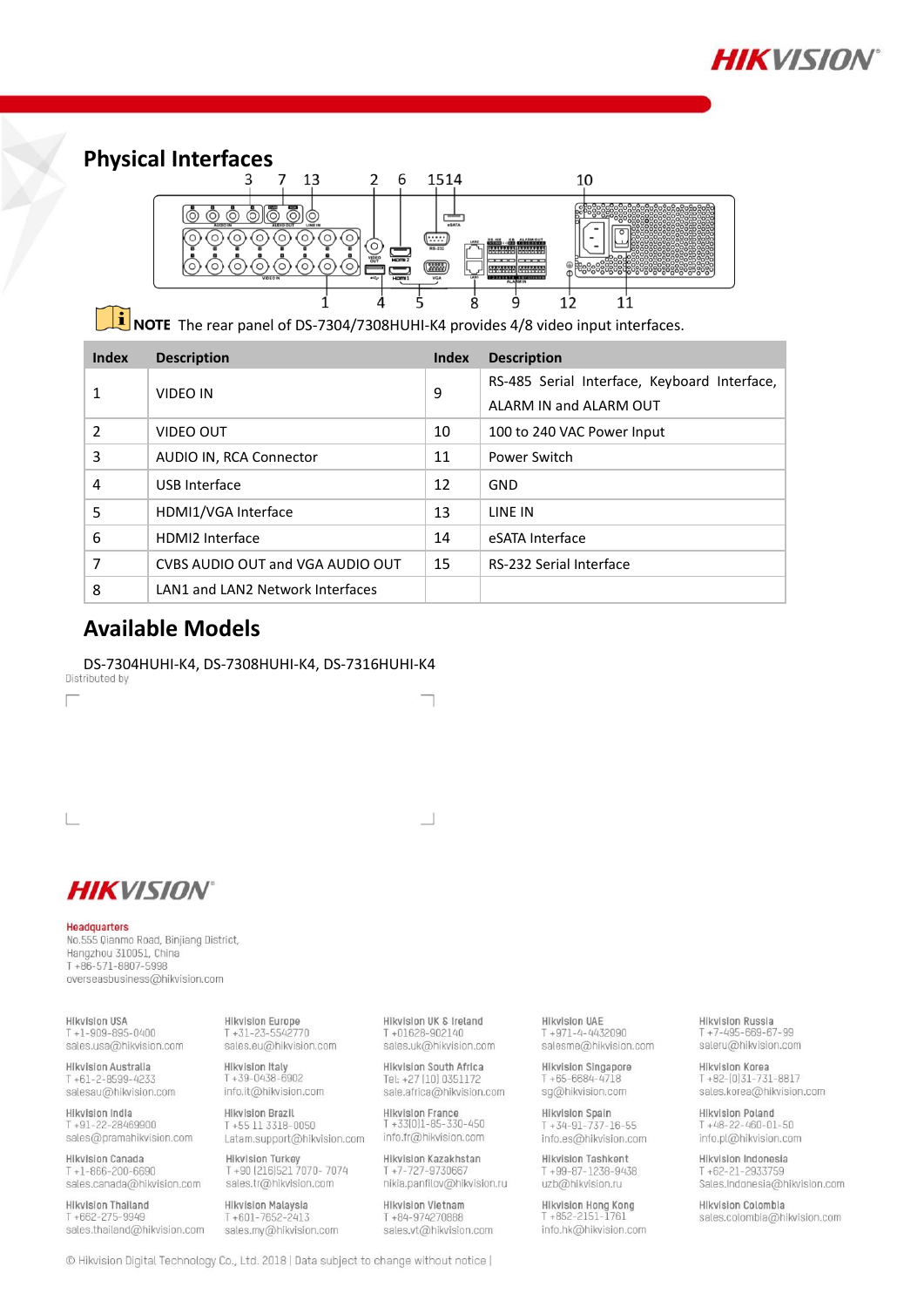## Physical Interfaces

3 7 13 2 6 1514 10

1 4 5 8 9 12 11

**NOTE** The rear panel of DS-7304/7308HUHI-K4 provides 4/8 video input interfaces.

| Index | Description | Index | Description |
|---|---|---|---|
| 1 | VIDEO IN | 9 | RS-485 Serial Interface, Keyboard Interface, ALARM IN and ALARM OUT |
| 2 | VIDEO OUT | 10 | 100 to 240 VAC Power Input |
| 3 | AUDIO IN, RCA Connector | 11 | Power Switch |
| 4 | USB Interface | 12 | GND |
| 5 | HDMI1/VGA Interface | 13 | LINE IN |
| 6 | HDMI2 Interface | 14 | eSATA Interface |
| 7 | CVBS AUDIO OUT and VGA AUDIO OUT | 15 | RS-232 Serial Interface |
| 8 | LAN1 and LAN2 Network Interfaces | | |

## Available Models

DS-7304HUHI-K4, DS-7308HUHI-K4, DS-7316HUHI-K4

Distributed by

**HIKVISION**

**Headquarters**
No.555 Qianmo Road, Binjiang District,
Hangzhou 310051, China
T +86-571-8807-5998
overseasbusiness@hikvision.com

Hikvision USA
T +1-909-895-0400
sales.usa@hikvision.com

Hikvision Australia
T +61-2-8599-4233
salesau@hikvision.com

Hikvision India
T +91-22-28469900
sales@pramahikvision.com

Hikvision Canada
T +1-866-200-6690
sales.canada@hikvision.com

Hikvision Thailand
T +662-275-9949
sales.thailand@hikvision.com

Hikvision Europe
T +31-23-5542770
sales.eu@hikvision.com

Hikvision Italy
T +39-0438-6902
info.it@hikvision.com

Hikvision Brazil
T +55 11 3318-0050
Latam.support@hikvision.com

Hikvision Turkey
T +90 (216)521 7070- 7074
sales.tr@hikvision.com

Hikvision Malaysia
T +601-7652-2413
sales.my@hikvision.com

Hikvision UK & Ireland
T +01628-902140
sales.uk@hikvision.com

Hikvision South Africa
Tel: +27 (10) 0351172
sale.africa@hikvision.com

Hikvision France
T +33(0)1-85-330-450
info.fr@hikvision.com

Hikvision Kazakhstan
T +7-727-9730667
nikita.panfilov@hikvision.ru

Hikvision Vietnam
T +84-974270888
sales.vt@hikvision.com

Hikvision UAE
T +971-4-4432090
salesme@hikvision.com

Hikvision Singapore
T +65-6684-4718
sg@hikvision.com

Hikvision Spain
T +34-91-737-16-55
info.es@hikvision.com

Hikvision Tashkent
T +99-87-1238-9438
uzb@hikvision.ru

Hikvision Hong Kong
T +852-2151-1761
info.hk@hikvision.com

Hikvision Russia
T +7-495-669-67-99
saleru@hikvision.com

Hikvision Korea
T +82-(0)31-731-8817
sales.korea@hikvision.com

Hikvision Poland
T +48-22-460-01-50
info.pl@hikvision.com

Hikvision Indonesia
T +62-21-2933759
Sales.Indonesia@hikvision.com

Hikvision Colombia
sales.colombia@hikvision.com

© Hikvision Digital Technology Co., Ltd. 2018 | Data subject to change without notice |